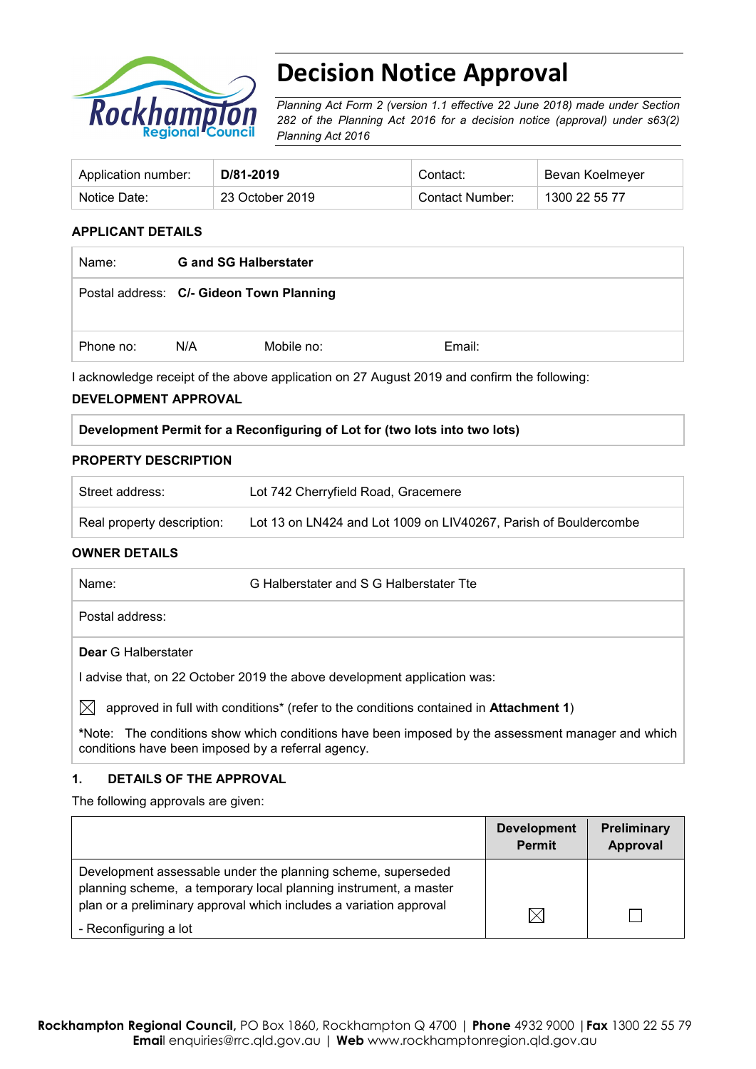# Decision Notice Approval

*Planning Act Form 2 (version 1.1 effective 22 June 2018) made under Section 282 of the Planning Act 2016 for a decision notice (approval) under s63(2) Planning Act 2016*

| Application number: | **D/81-2019** | Contact: | Bevan Koelmeyer |
|---|---|---|---|
| Notice Date: | 23 October 2019 | Contact Number: | 1300 22 55 77 |

## APPLICANT DETAILS

| | | | |
|---|---|---|---|
| Name: | **G and SG Halberstater** | | |
| Postal address: | **C/- Gideon Town Planning** | | |
| Phone no: N/A | | Mobile no: | Email: |

I acknowledge receipt of the above application on 27 August 2019 and confirm the following:

## DEVELOPMENT APPROVAL

| **Development Permit for a Reconfiguring of Lot for (two lots into two lots)** |
|---|

## PROPERTY DESCRIPTION

| | |
|---|---|
| Street address: | Lot 742 Cherryfield Road, Gracemere |
| Real property description: | Lot 13 on LN424 and Lot 1009 on LIV40267, Parish of Bouldercombe |

## OWNER DETAILS

| | |
|---|---|
| Name: | G Halberstater and S G Halberstater Tte |
| Postal address: | |

**Dear** G Halberstater

I advise that, on 22 October 2019 the above development application was:

☒ approved in full with conditions* (refer to the conditions contained in **Attachment 1**)

*Note: The conditions show which conditions have been imposed by the assessment manager and which conditions have been imposed by a referral agency.

## 1. DETAILS OF THE APPROVAL

The following approvals are given:

| | Development Permit | Preliminary Approval |
|---|---|---|
| Development assessable under the planning scheme, superseded planning scheme, a temporary local planning instrument, a master plan or a preliminary approval which includes a variation approval<br>- Reconfiguring a lot | ☒ | ☐ |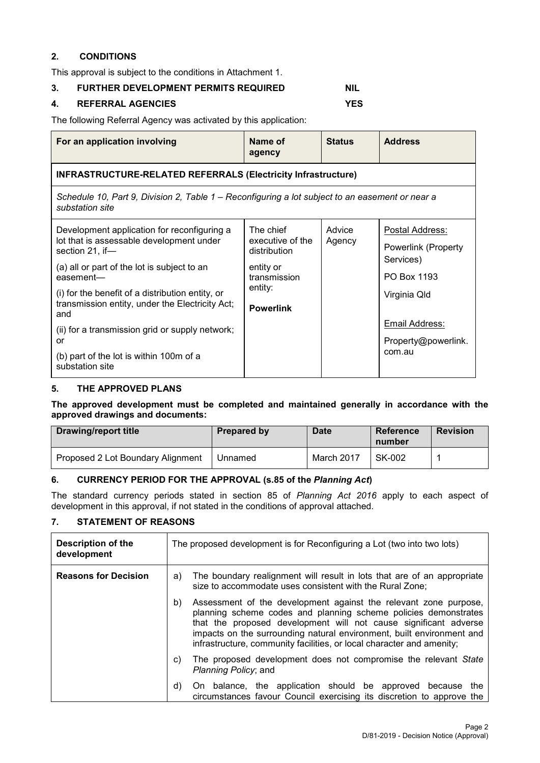## 2. CONDITIONS

This approval is subject to the conditions in Attachment 1.

## 3. FURTHER DEVELOPMENT PERMITS REQUIRED NIL

## 4. REFERRAL AGENCIES YES

The following Referral Agency was activated by this application:

| For an application involving | Name of agency | Status | Address |
|---|---|---|---|
| **INFRASTRUCTURE-RELATED REFERRALS (Electricity Infrastructure)** | | | |
| *Schedule 10, Part 9, Division 2, Table 1 – Reconfiguring a lot subject to an easement or near a substation site* | | | |
| Development application for reconfiguring a lot that is assessable development under section 21, if—<br><br>(a) all or part of the lot is subject to an easement—<br><br>(i) for the benefit of a distribution entity, or transmission entity, under the Electricity Act; and<br><br>(ii) for a transmission grid or supply network; or<br><br>(b) part of the lot is within 100m of a substation site | The chief executive of the distribution entity or transmission entity:<br><br>**Powerlink** | Advice Agency | Postal Address:<br><br>Powerlink (Property Services)<br><br>PO Box 1193<br><br>Virginia Qld<br><br>Email Address:<br><br>Property@powerlink.com.au |

## 5. THE APPROVED PLANS

**The approved development must be completed and maintained generally in accordance with the approved drawings and documents:**

| Drawing/report title | Prepared by | Date | Reference number | Revision |
|---|---|---|---|---|
| Proposed 2 Lot Boundary Alignment | Unnamed | March 2017 | SK-002 | 1 |

## 6. CURRENCY PERIOD FOR THE APPROVAL (s.85 of the *Planning Act*)

The standard currency periods stated in section 85 of *Planning Act 2016* apply to each aspect of development in this approval, if not stated in the conditions of approval attached.

## 7. STATEMENT OF REASONS

| Description of the development | The proposed development is for Reconfiguring a Lot (two into two lots) |
|---|---|
| **Reasons for Decision** | a) The boundary realignment will result in lots that are of an appropriate size to accommodate uses consistent with the Rural Zone;<br><br>b) Assessment of the development against the relevant zone purpose, planning scheme codes and planning scheme policies demonstrates that the proposed development will not cause significant adverse impacts on the surrounding natural environment, built environment and infrastructure, community facilities, or local character and amenity;<br><br>c) The proposed development does not compromise the relevant *State Planning Policy*; and<br><br>d) On balance, the application should be approved because the circumstances favour Council exercising its discretion to approve the |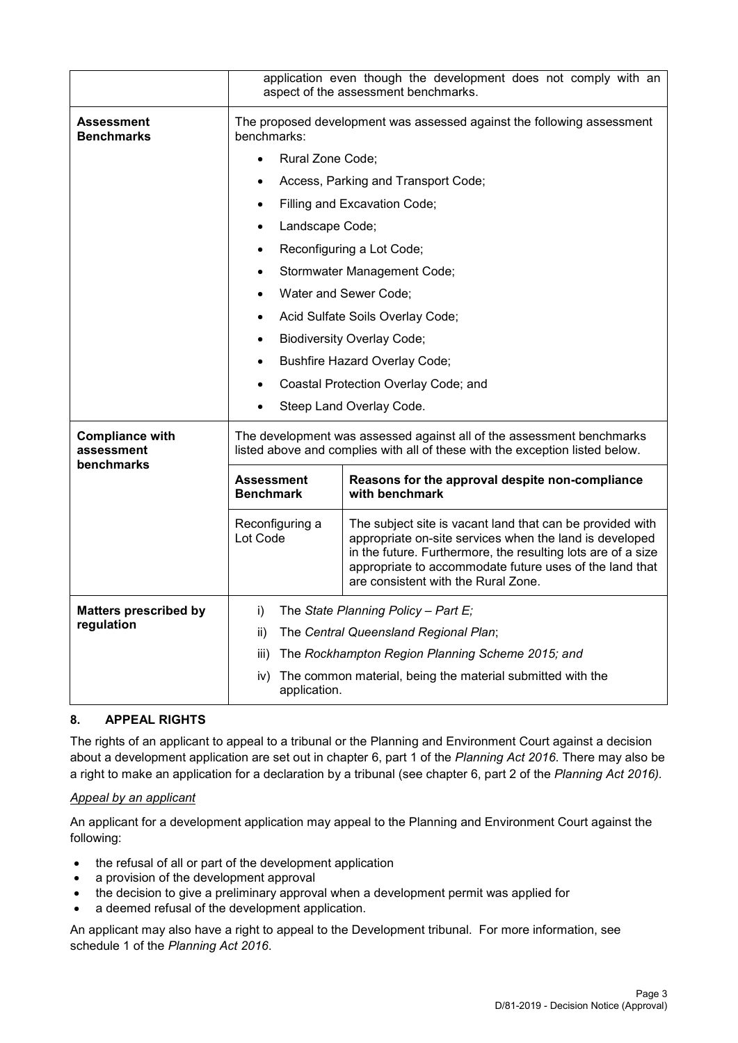| | |
|---|---|
| | application even though the development does not comply with an aspect of the assessment benchmarks. |
| **Assessment Benchmarks** | The proposed development was assessed against the following assessment benchmarks:<br>• Rural Zone Code;<br>• Access, Parking and Transport Code;<br>• Filling and Excavation Code;<br>• Landscape Code;<br>• Reconfiguring a Lot Code;<br>• Stormwater Management Code;<br>• Water and Sewer Code;<br>• Acid Sulfate Soils Overlay Code;<br>• Biodiversity Overlay Code;<br>• Bushfire Hazard Overlay Code;<br>• Coastal Protection Overlay Code; and<br>• Steep Land Overlay Code. |
| **Compliance with assessment benchmarks** | The development was assessed against all of the assessment benchmarks listed above and complies with all of these with the exception listed below.<br><br>**Assessment Benchmark**: Reconfiguring a Lot Code<br>**Reasons for the approval despite non-compliance with benchmark**: The subject site is vacant land that can be provided with appropriate on-site services when the land is developed in the future. Furthermore, the resulting lots are of a size appropriate to accommodate future uses of the land that are consistent with the Rural Zone. |
| **Matters prescribed by regulation** | i) The *State Planning Policy – Part E;*<br>ii) The *Central Queensland Regional Plan*;<br>iii) The *Rockhampton Region Planning Scheme 2015; and*<br>iv) The common material, being the material submitted with the application. |

## 8. APPEAL RIGHTS

The rights of an applicant to appeal to a tribunal or the Planning and Environment Court against a decision about a development application are set out in chapter 6, part 1 of the *Planning Act 2016*. There may also be a right to make an application for a declaration by a tribunal (see chapter 6, part 2 of the *Planning Act 2016).*

*Appeal by an applicant*

An applicant for a development application may appeal to the Planning and Environment Court against the following:

- the refusal of all or part of the development application
- a provision of the development approval
- the decision to give a preliminary approval when a development permit was applied for
- a deemed refusal of the development application.

An applicant may also have a right to appeal to the Development tribunal. For more information, see schedule 1 of the *Planning Act 2016*.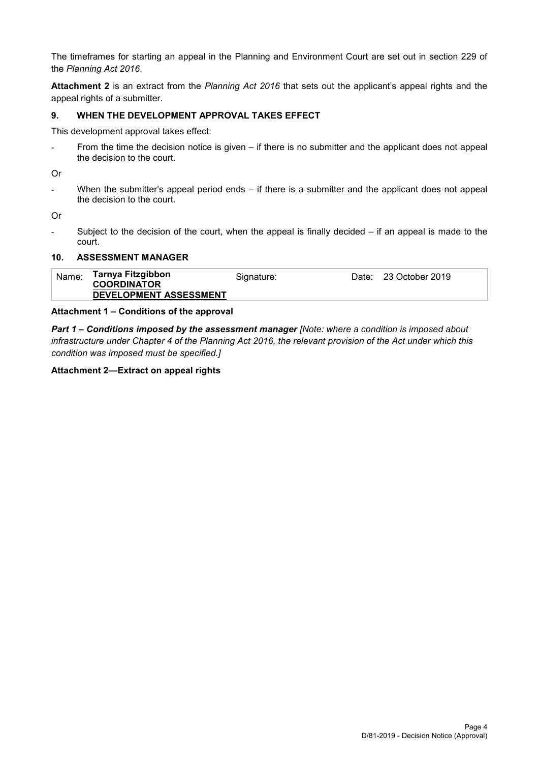The timeframes for starting an appeal in the Planning and Environment Court are set out in section 229 of the *Planning Act 2016*.

**Attachment 2** is an extract from the *Planning Act 2016* that sets out the applicant's appeal rights and the appeal rights of a submitter.

### 9. WHEN THE DEVELOPMENT APPROVAL TAKES EFFECT

This development approval takes effect:

- From the time the decision notice is given – if there is no submitter and the applicant does not appeal the decision to the court.

Or

- When the submitter's appeal period ends – if there is a submitter and the applicant does not appeal the decision to the court.

Or

- Subject to the decision of the court, when the appeal is finally decided – if an appeal is made to the court.

### 10. ASSESSMENT MANAGER

| Name: | **Tarnya Fitzgibbon** <br> **COORDINATOR** <br> **DEVELOPMENT ASSESSMENT** | Signature: | Date: | 23 October 2019 |
|---|---|---|---|---|

**Attachment 1 – Conditions of the approval**

***Part 1 – Conditions imposed by the assessment manager*** *[Note: where a condition is imposed about infrastructure under Chapter 4 of the Planning Act 2016, the relevant provision of the Act under which this condition was imposed must be specified.]*

**Attachment 2—Extract on appeal rights**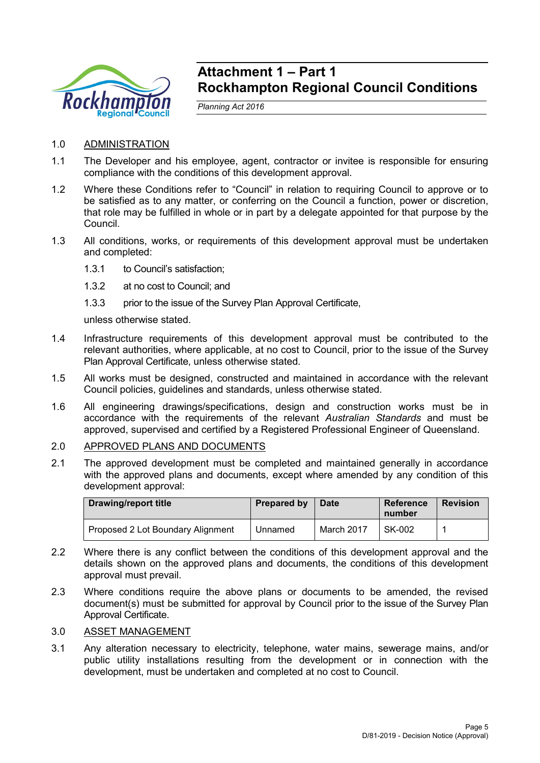# Attachment 1 – Part 1
# Rockhampton Regional Council Conditions

*Planning Act 2016*

1.0 ADMINISTRATION

1.1 The Developer and his employee, agent, contractor or invitee is responsible for ensuring compliance with the conditions of this development approval.

1.2 Where these Conditions refer to "Council" in relation to requiring Council to approve or to be satisfied as to any matter, or conferring on the Council a function, power or discretion, that role may be fulfilled in whole or in part by a delegate appointed for that purpose by the Council.

1.3 All conditions, works, or requirements of this development approval must be undertaken and completed:

1.3.1 to Council's satisfaction;

1.3.2 at no cost to Council; and

1.3.3 prior to the issue of the Survey Plan Approval Certificate,

unless otherwise stated.

1.4 Infrastructure requirements of this development approval must be contributed to the relevant authorities, where applicable, at no cost to Council, prior to the issue of the Survey Plan Approval Certificate, unless otherwise stated.

1.5 All works must be designed, constructed and maintained in accordance with the relevant Council policies, guidelines and standards, unless otherwise stated.

1.6 All engineering drawings/specifications, design and construction works must be in accordance with the requirements of the relevant *Australian Standards* and must be approved, supervised and certified by a Registered Professional Engineer of Queensland.

2.0 APPROVED PLANS AND DOCUMENTS

2.1 The approved development must be completed and maintained generally in accordance with the approved plans and documents, except where amended by any condition of this development approval:

| Drawing/report title | Prepared by | Date | Reference number | Revision |
|---|---|---|---|---|
| Proposed 2 Lot Boundary Alignment | Unnamed | March 2017 | SK-002 | 1 |

2.2 Where there is any conflict between the conditions of this development approval and the details shown on the approved plans and documents, the conditions of this development approval must prevail.

2.3 Where conditions require the above plans or documents to be amended, the revised document(s) must be submitted for approval by Council prior to the issue of the Survey Plan Approval Certificate.

3.0 ASSET MANAGEMENT

3.1 Any alteration necessary to electricity, telephone, water mains, sewerage mains, and/or public utility installations resulting from the development or in connection with the development, must be undertaken and completed at no cost to Council.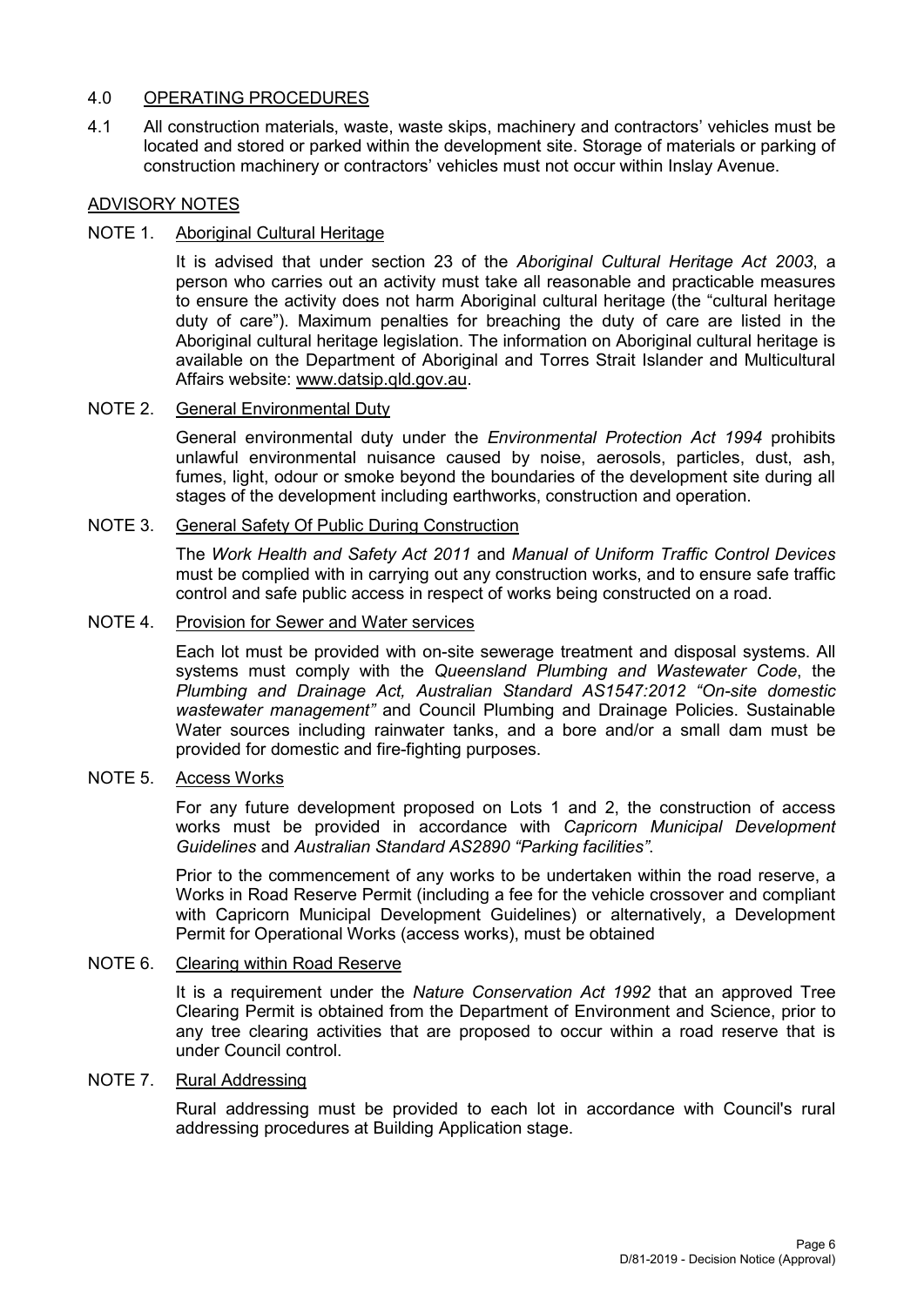## 4.0 OPERATING PROCEDURES

4.1 All construction materials, waste, waste skips, machinery and contractors' vehicles must be located and stored or parked within the development site. Storage of materials or parking of construction machinery or contractors' vehicles must not occur within Inslay Avenue.

## ADVISORY NOTES

### NOTE 1. Aboriginal Cultural Heritage

It is advised that under section 23 of the *Aboriginal Cultural Heritage Act 2003*, a person who carries out an activity must take all reasonable and practicable measures to ensure the activity does not harm Aboriginal cultural heritage (the "cultural heritage duty of care"). Maximum penalties for breaching the duty of care are listed in the Aboriginal cultural heritage legislation. The information on Aboriginal cultural heritage is available on the Department of Aboriginal and Torres Strait Islander and Multicultural Affairs website: www.datsip.qld.gov.au.

### NOTE 2. General Environmental Duty

General environmental duty under the *Environmental Protection Act 1994* prohibits unlawful environmental nuisance caused by noise, aerosols, particles, dust, ash, fumes, light, odour or smoke beyond the boundaries of the development site during all stages of the development including earthworks, construction and operation.

### NOTE 3. General Safety Of Public During Construction

The *Work Health and Safety Act 2011* and *Manual of Uniform Traffic Control Devices* must be complied with in carrying out any construction works, and to ensure safe traffic control and safe public access in respect of works being constructed on a road.

### NOTE 4. Provision for Sewer and Water services

Each lot must be provided with on-site sewerage treatment and disposal systems. All systems must comply with the *Queensland Plumbing and Wastewater Code*, the *Plumbing and Drainage Act, Australian Standard AS1547:2012 "On-site domestic wastewater management"* and Council Plumbing and Drainage Policies. Sustainable Water sources including rainwater tanks, and a bore and/or a small dam must be provided for domestic and fire-fighting purposes.

### NOTE 5. Access Works

For any future development proposed on Lots 1 and 2, the construction of access works must be provided in accordance with *Capricorn Municipal Development Guidelines* and *Australian Standard AS2890 "Parking facilities"*.

Prior to the commencement of any works to be undertaken within the road reserve, a Works in Road Reserve Permit (including a fee for the vehicle crossover and compliant with Capricorn Municipal Development Guidelines) or alternatively, a Development Permit for Operational Works (access works), must be obtained

### NOTE 6. Clearing within Road Reserve

It is a requirement under the *Nature Conservation Act 1992* that an approved Tree Clearing Permit is obtained from the Department of Environment and Science, prior to any tree clearing activities that are proposed to occur within a road reserve that is under Council control.

### NOTE 7. Rural Addressing

Rural addressing must be provided to each lot in accordance with Council's rural addressing procedures at Building Application stage.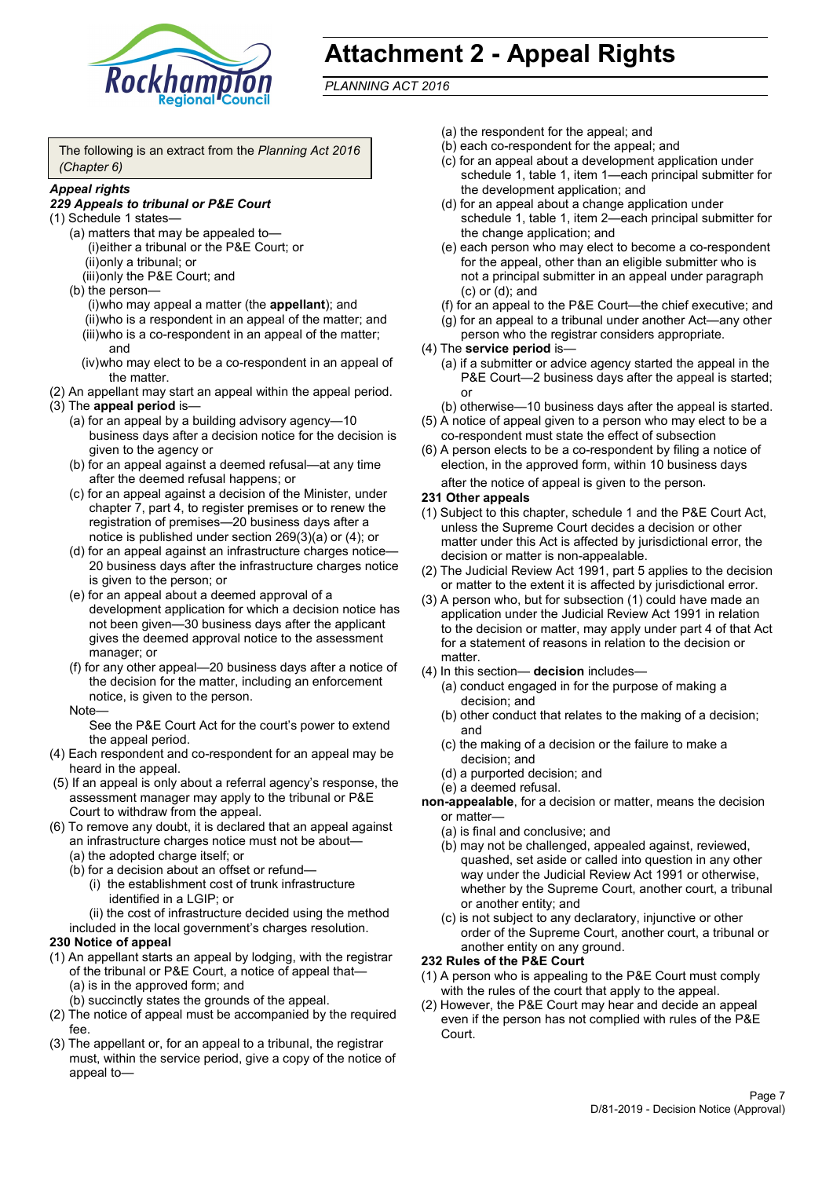# Attachment 2 - Appeal Rights

*PLANNING ACT 2016*

The following is an extract from the *Planning Act 2016 (Chapter 6)*

***Appeal rights***

***229 Appeals to tribunal or P&E Court***

(1) Schedule 1 states—

- (a) matters that may be appealed to—
  - (i) either a tribunal or the P&E Court; or
  - (ii) only a tribunal; or
  - (iii) only the P&E Court; and
- (b) the person—
  - (i) who may appeal a matter (the **appellant**); and
  - (ii) who is a respondent in an appeal of the matter; and
  - (iii) who is a co-respondent in an appeal of the matter; and
  - (iv) who may elect to be a co-respondent in an appeal of the matter.

(2) An appellant may start an appeal within the appeal period.

(3) The **appeal period** is—

- (a) for an appeal by a building advisory agency—10 business days after a decision notice for the decision is given to the agency or
- (b) for an appeal against a deemed refusal—at any time after the deemed refusal happens; or
- (c) for an appeal against a decision of the Minister, under chapter 7, part 4, to register premises or to renew the registration of premises—20 business days after a notice is published under section 269(3)(a) or (4); or
- (d) for an appeal against an infrastructure charges notice— 20 business days after the infrastructure charges notice is given to the person; or
- (e) for an appeal about a deemed approval of a development application for which a decision notice has not been given—30 business days after the applicant gives the deemed approval notice to the assessment manager; or
- (f) for any other appeal—20 business days after a notice of the decision for the matter, including an enforcement notice, is given to the person.

Note—

See the P&E Court Act for the court's power to extend the appeal period.

(4) Each respondent and co-respondent for an appeal may be heard in the appeal.

(5) If an appeal is only about a referral agency's response, the assessment manager may apply to the tribunal or P&E Court to withdraw from the appeal.

(6) To remove any doubt, it is declared that an appeal against an infrastructure charges notice must not be about—

- (a) the adopted charge itself; or
- (b) for a decision about an offset or refund—
  - (i) the establishment cost of trunk infrastructure identified in a LGIP; or
  - (ii) the cost of infrastructure decided using the method included in the local government's charges resolution.

**230 Notice of appeal**

(1) An appellant starts an appeal by lodging, with the registrar of the tribunal or P&E Court, a notice of appeal that—

- (a) is in the approved form; and
- (b) succinctly states the grounds of the appeal.

(2) The notice of appeal must be accompanied by the required fee.

(3) The appellant or, for an appeal to a tribunal, the registrar must, within the service period, give a copy of the notice of appeal to—

- (a) the respondent for the appeal; and
- (b) each co-respondent for the appeal; and
- (c) for an appeal about a development application under schedule 1, table 1, item 1—each principal submitter for the development application; and
- (d) for an appeal about a change application under schedule 1, table 1, item 2—each principal submitter for the change application; and
- (e) each person who may elect to become a co-respondent for the appeal, other than an eligible submitter who is not a principal submitter in an appeal under paragraph (c) or (d); and
- (f) for an appeal to the P&E Court—the chief executive; and
- (g) for an appeal to a tribunal under another Act—any other person who the registrar considers appropriate.

(4) The **service period** is—

- (a) if a submitter or advice agency started the appeal in the P&E Court—2 business days after the appeal is started; or
- (b) otherwise—10 business days after the appeal is started.

(5) A notice of appeal given to a person who may elect to be a co-respondent must state the effect of subsection

(6) A person elects to be a co-respondent by filing a notice of election, in the approved form, within 10 business days after the notice of appeal is given to the person.

**231 Other appeals**

(1) Subject to this chapter, schedule 1 and the P&E Court Act, unless the Supreme Court decides a decision or other matter under this Act is affected by jurisdictional error, the decision or matter is non-appealable.

(2) The Judicial Review Act 1991, part 5 applies to the decision or matter to the extent it is affected by jurisdictional error.

(3) A person who, but for subsection (1) could have made an application under the Judicial Review Act 1991 in relation to the decision or matter, may apply under part 4 of that Act for a statement of reasons in relation to the decision or matter.

(4) In this section— **decision** includes—

- (a) conduct engaged in for the purpose of making a decision; and
- (b) other conduct that relates to the making of a decision; and
- (c) the making of a decision or the failure to make a decision; and
- (d) a purported decision; and
- (e) a deemed refusal.

**non-appealable**, for a decision or matter, means the decision or matter—

- (a) is final and conclusive; and
- (b) may not be challenged, appealed against, reviewed, quashed, set aside or called into question in any other way under the Judicial Review Act 1991 or otherwise, whether by the Supreme Court, another court, a tribunal or another entity; and
- (c) is not subject to any declaratory, injunctive or other order of the Supreme Court, another court, a tribunal or another entity on any ground.

**232 Rules of the P&E Court**

(1) A person who is appealing to the P&E Court must comply with the rules of the court that apply to the appeal.

(2) However, the P&E Court may hear and decide an appeal even if the person has not complied with rules of the P&E Court.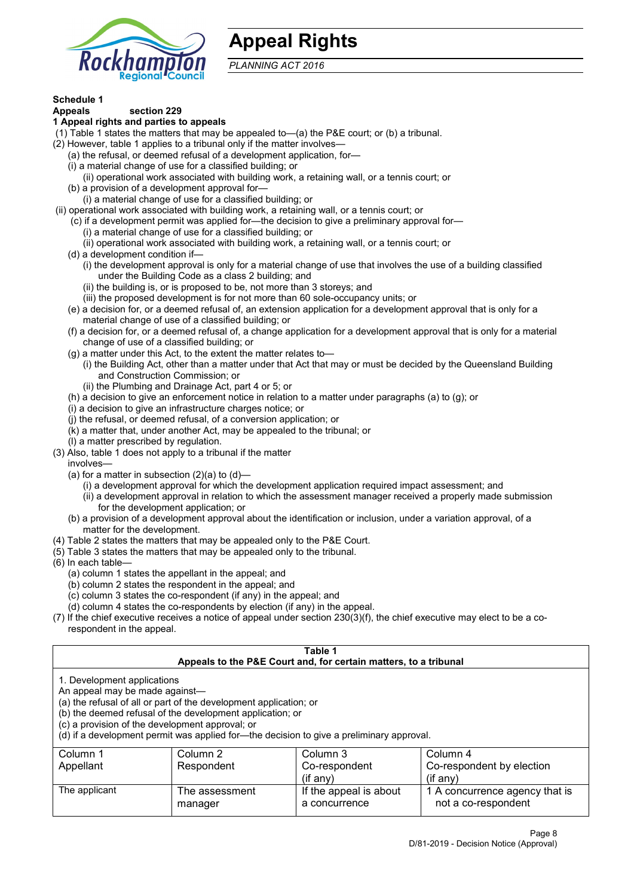# Appeal Rights

*PLANNING ACT 2016*

**Schedule 1**

**Appeals section 229**

**1 Appeal rights and parties to appeals**

(1) Table 1 states the matters that may be appealed to—(a) the P&E court; or (b) a tribunal.

(2) However, table 1 applies to a tribunal only if the matter involves—

(a) the refusal, or deemed refusal of a development application, for—

(i) a material change of use for a classified building; or

(ii) operational work associated with building work, a retaining wall, or a tennis court; or

(b) a provision of a development approval for—

(i) a material change of use for a classified building; or

(ii) operational work associated with building work, a retaining wall, or a tennis court; or

(c) if a development permit was applied for—the decision to give a preliminary approval for—

(i) a material change of use for a classified building; or

(ii) operational work associated with building work, a retaining wall, or a tennis court; or

(d) a development condition if—

(i) the development approval is only for a material change of use that involves the use of a building classified under the Building Code as a class 2 building; and

(ii) the building is, or is proposed to be, not more than 3 storeys; and

(iii) the proposed development is for not more than 60 sole-occupancy units; or

(e) a decision for, or a deemed refusal of, an extension application for a development approval that is only for a material change of use of a classified building; or

(f) a decision for, or a deemed refusal of, a change application for a development approval that is only for a material change of use of a classified building; or

(g) a matter under this Act, to the extent the matter relates to—

(i) the Building Act, other than a matter under that Act that may or must be decided by the Queensland Building and Construction Commission; or

(ii) the Plumbing and Drainage Act, part 4 or 5; or

(h) a decision to give an enforcement notice in relation to a matter under paragraphs (a) to (g); or

(i) a decision to give an infrastructure charges notice; or

(j) the refusal, or deemed refusal, of a conversion application; or

(k) a matter that, under another Act, may be appealed to the tribunal; or

(l) a matter prescribed by regulation.

(3) Also, table 1 does not apply to a tribunal if the matter involves—

(a) for a matter in subsection (2)(a) to (d)—

(i) a development approval for which the development application required impact assessment; and

(ii) a development approval in relation to which the assessment manager received a properly made submission for the development application; or

(b) a provision of a development approval about the identification or inclusion, under a variation approval, of a matter for the development.

(4) Table 2 states the matters that may be appealed only to the P&E Court.

(5) Table 3 states the matters that may be appealed only to the tribunal.

(6) In each table—

(a) column 1 states the appellant in the appeal; and

(b) column 2 states the respondent in the appeal; and

(c) column 3 states the co-respondent (if any) in the appeal; and

(d) column 4 states the co-respondents by election (if any) in the appeal.

(7) If the chief executive receives a notice of appeal under section 230(3)(f), the chief executive may elect to be a co-respondent in the appeal.

**Table 1**
**Appeals to the P&E Court and, for certain matters, to a tribunal**

1. Development applications

An appeal may be made against—

(a) the refusal of all or part of the development application; or

(b) the deemed refusal of the development application; or

(c) a provision of the development approval; or

(d) if a development permit was applied for—the decision to give a preliminary approval.

| Column 1<br>Appellant | Column 2<br>Respondent | Column 3<br>Co-respondent<br>(if any) | Column 4<br>Co-respondent by election<br>(if any) |
|---|---|---|---|
| The applicant | The assessment manager | If the appeal is about a concurrence | 1 A concurrence agency that is not a co-respondent |

D/81-2019 - Decision Notice (Approval)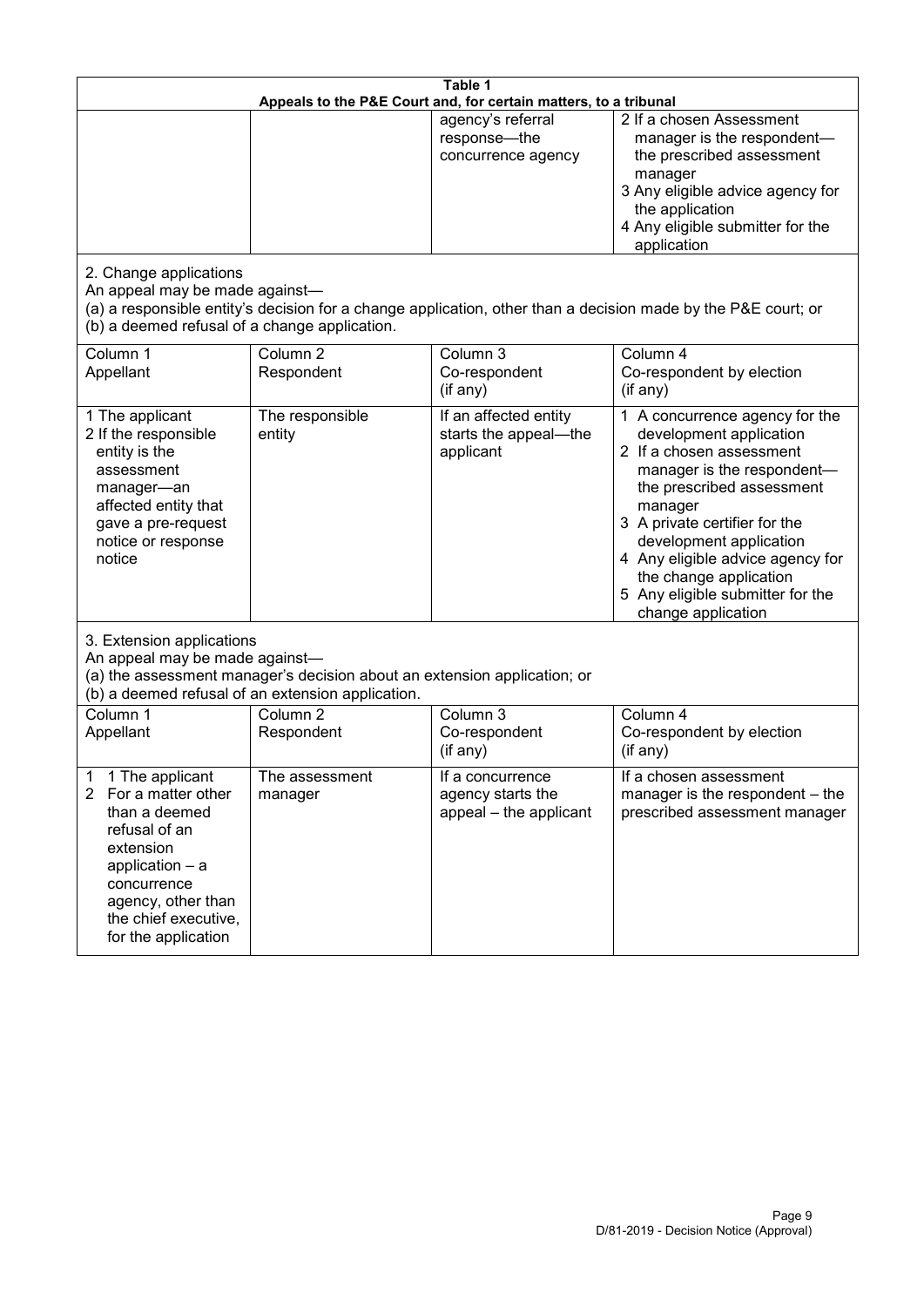**Table 1**
**Appeals to the P&E Court and, for certain matters, to a tribunal**

| | | | |
|---|---|---|---|
| | | agency's referral response—the concurrence agency | 2 If a chosen Assessment manager is the respondent—the prescribed assessment manager<br>3 Any eligible advice agency for the application<br>4 Any eligible submitter for the application |

2. Change applications
An appeal may be made against—
(a) a responsible entity's decision for a change application, other than a decision made by the P&E court; or
(b) a deemed refusal of a change application.

| Column 1<br>Appellant | Column 2<br>Respondent | Column 3<br>Co-respondent<br>(if any) | Column 4<br>Co-respondent by election<br>(if any) |
|---|---|---|---|
| 1 The applicant<br>2 If the responsible entity is the assessment manager—an affected entity that gave a pre-request notice or response notice | The responsible entity | If an affected entity starts the appeal—the applicant | 1 A concurrence agency for the development application<br>2 If a chosen assessment manager is the respondent—the prescribed assessment manager<br>3 A private certifier for the development application<br>4 Any eligible advice agency for the change application<br>5 Any eligible submitter for the change application |

3. Extension applications
An appeal may be made against—
(a) the assessment manager's decision about an extension application; or
(b) a deemed refusal of an extension application.

| Column 1<br>Appellant | Column 2<br>Respondent | Column 3<br>Co-respondent<br>(if any) | Column 4<br>Co-respondent by election<br>(if any) |
|---|---|---|---|
| 1 1 The applicant<br>2 For a matter other than a deemed refusal of an extension application – a concurrence agency, other than the chief executive, for the application | The assessment manager | If a concurrence agency starts the appeal – the applicant | If a chosen assessment manager is the respondent – the prescribed assessment manager |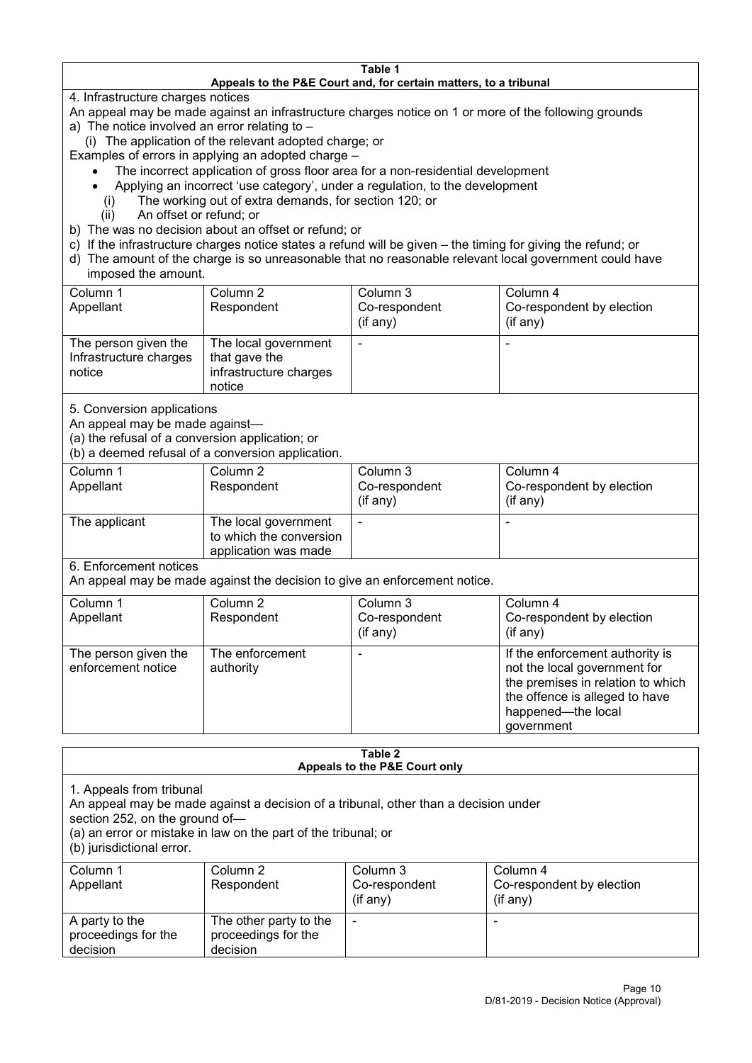**Table 1**
**Appeals to the P&E Court and, for certain matters, to a tribunal**

4. Infrastructure charges notices

An appeal may be made against an infrastructure charges notice on 1 or more of the following grounds

a) The notice involved an error relating to –

(i) The application of the relevant adopted charge; or

Examples of errors in applying an adopted charge –

- The incorrect application of gross floor area for a non-residential development
- Applying an incorrect 'use category', under a regulation, to the development

(i) The working out of extra demands, for section 120; or

(ii) An offset or refund; or

b) The was no decision about an offset or refund; or

c) If the infrastructure charges notice states a refund will be given – the timing for giving the refund; or

d) The amount of the charge is so unreasonable that no reasonable relevant local government could have imposed the amount.

| Column 1<br>Appellant | Column 2<br>Respondent | Column 3<br>Co-respondent<br>(if any) | Column 4<br>Co-respondent by election<br>(if any) |
|---|---|---|---|
| The person given the Infrastructure charges notice | The local government that gave the infrastructure charges notice | - | - |

5. Conversion applications

An appeal may be made against—

(a) the refusal of a conversion application; or

(b) a deemed refusal of a conversion application.

| Column 1<br>Appellant | Column 2<br>Respondent | Column 3<br>Co-respondent<br>(if any) | Column 4<br>Co-respondent by election<br>(if any) |
|---|---|---|---|
| The applicant | The local government to which the conversion application was made | - | - |

6. Enforcement notices

An appeal may be made against the decision to give an enforcement notice.

| Column 1<br>Appellant | Column 2<br>Respondent | Column 3<br>Co-respondent<br>(if any) | Column 4<br>Co-respondent by election<br>(if any) |
|---|---|---|---|
| The person given the enforcement notice | The enforcement authority | - | If the enforcement authority is not the local government for the premises in relation to which the offence is alleged to have happened—the local government |

**Table 2**
**Appeals to the P&E Court only**

1. Appeals from tribunal

An appeal may be made against a decision of a tribunal, other than a decision under section 252, on the ground of—

(a) an error or mistake in law on the part of the tribunal; or

(b) jurisdictional error.

| Column 1<br>Appellant | Column 2<br>Respondent | Column 3<br>Co-respondent<br>(if any) | Column 4<br>Co-respondent by election<br>(if any) |
|---|---|---|---|
| A party to the proceedings for the decision | The other party to the proceedings for the decision | - | - |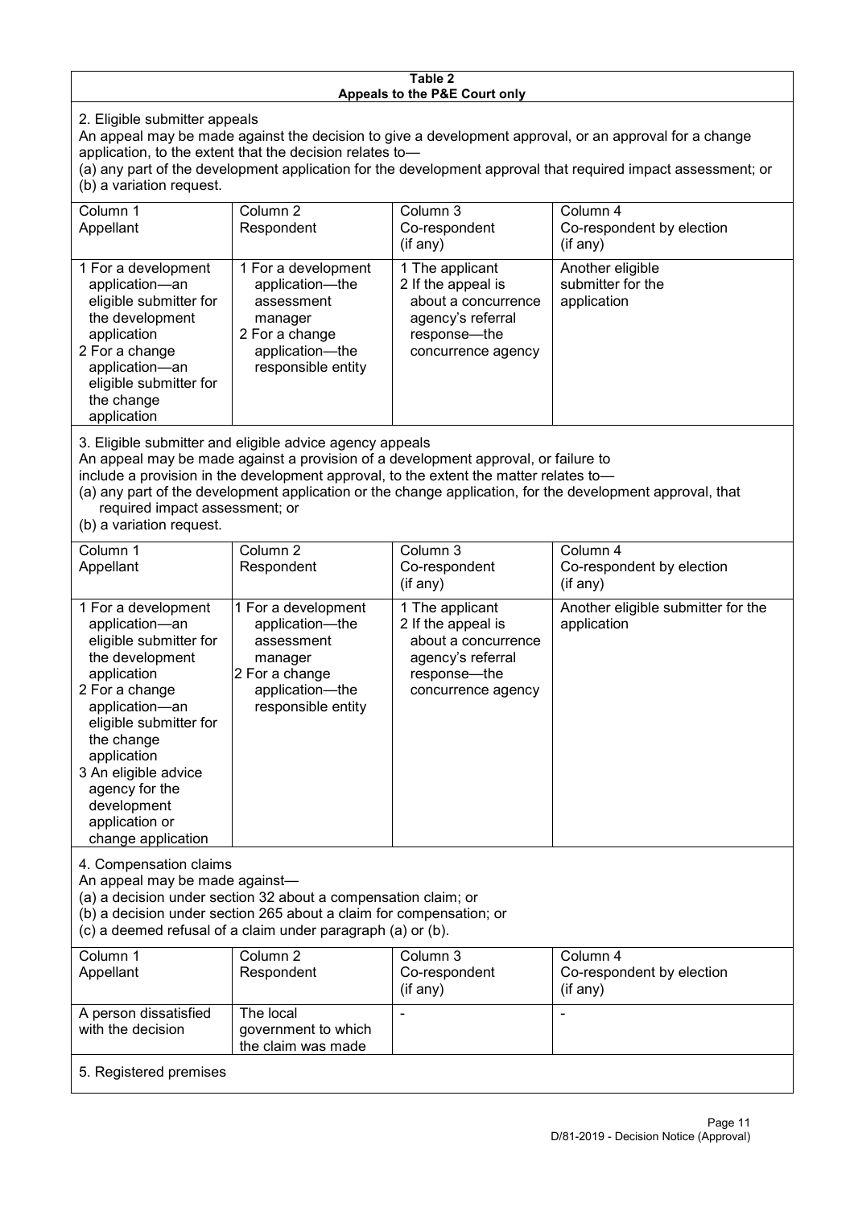**Table 2**
**Appeals to the P&E Court only**

2. Eligible submitter appeals

An appeal may be made against the decision to give a development approval, or an approval for a change application, to the extent that the decision relates to—

(a) any part of the development application for the development approval that required impact assessment; or

(b) a variation request.

| Column 1<br>Appellant | Column 2<br>Respondent | Column 3<br>Co-respondent<br>(if any) | Column 4<br>Co-respondent by election<br>(if any) |
|---|---|---|---|
| 1 For a development application—an eligible submitter for the development application<br>2 For a change application—an eligible submitter for the change application | 1 For a development application—the assessment manager<br>2 For a change application—the responsible entity | 1 The applicant<br>2 If the appeal is about a concurrence agency's referral response—the concurrence agency | Another eligible submitter for the application |

3. Eligible submitter and eligible advice agency appeals

An appeal may be made against a provision of a development approval, or failure to include a provision in the development approval, to the extent the matter relates to—

(a) any part of the development application or the change application, for the development approval, that required impact assessment; or

(b) a variation request.

| Column 1<br>Appellant | Column 2<br>Respondent | Column 3<br>Co-respondent<br>(if any) | Column 4<br>Co-respondent by election<br>(if any) |
|---|---|---|---|
| 1 For a development application—an eligible submitter for the development application<br>2 For a change application—an eligible submitter for the change application<br>3 An eligible advice agency for the development application or change application | 1 For a development application—the assessment manager<br>2 For a change application—the responsible entity | 1 The applicant<br>2 If the appeal is about a concurrence agency's referral response—the concurrence agency | Another eligible submitter for the application |

4. Compensation claims

An appeal may be made against—

(a) a decision under section 32 about a compensation claim; or

(b) a decision under section 265 about a claim for compensation; or

(c) a deemed refusal of a claim under paragraph (a) or (b).

| Column 1<br>Appellant | Column 2<br>Respondent | Column 3<br>Co-respondent<br>(if any) | Column 4<br>Co-respondent by election<br>(if any) |
|---|---|---|---|
| A person dissatisfied with the decision | The local government to which the claim was made | - | - |

5. Registered premises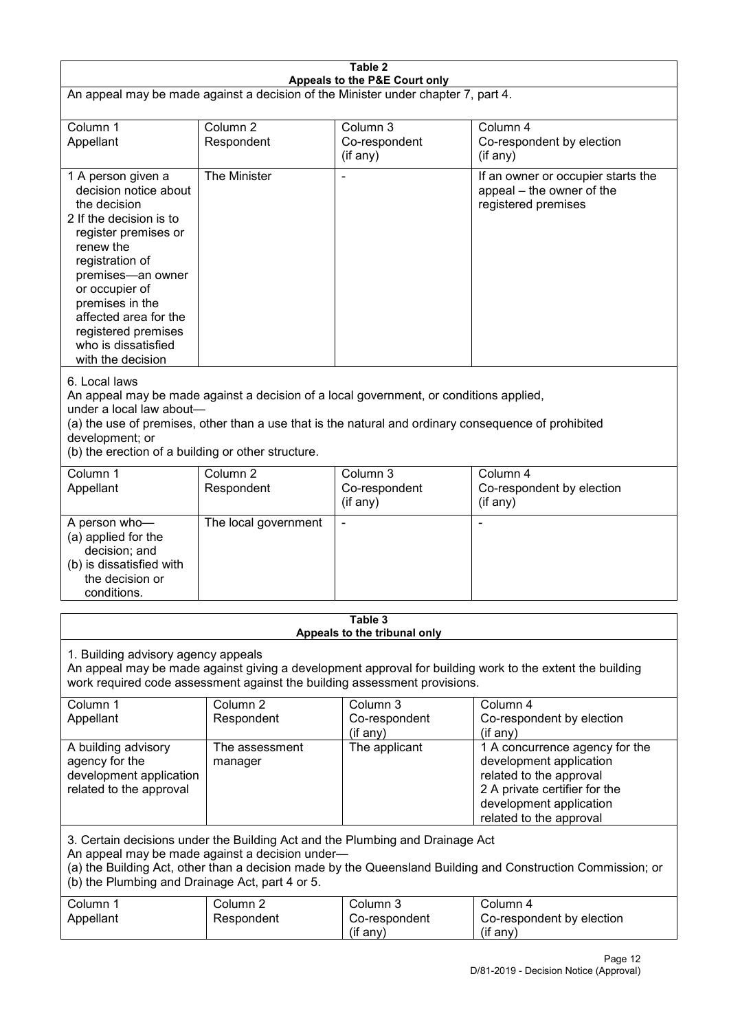**Table 2**
**Appeals to the P&E Court only**

An appeal may be made against a decision of the Minister under chapter 7, part 4.

| Column 1<br>Appellant | Column 2<br>Respondent | Column 3<br>Co-respondent<br>(if any) | Column 4<br>Co-respondent by election<br>(if any) |
|---|---|---|---|
| 1 A person given a decision notice about the decision<br>2 If the decision is to register premises or renew the registration of premises—an owner or occupier of premises in the affected area for the registered premises who is dissatisfied with the decision | The Minister | - | If an owner or occupier starts the appeal – the owner of the registered premises |

6. Local laws

An appeal may be made against a decision of a local government, or conditions applied, under a local law about—

(a) the use of premises, other than a use that is the natural and ordinary consequence of prohibited development; or

(b) the erection of a building or other structure.

| Column 1<br>Appellant | Column 2<br>Respondent | Column 3<br>Co-respondent<br>(if any) | Column 4<br>Co-respondent by election<br>(if any) |
|---|---|---|---|
| A person who—<br>(a) applied for the decision; and<br>(b) is dissatisfied with the decision or conditions. | The local government | - | - |

**Table 3**
**Appeals to the tribunal only**

1. Building advisory agency appeals

An appeal may be made against giving a development approval for building work to the extent the building work required code assessment against the building assessment provisions.

| Column 1<br>Appellant | Column 2<br>Respondent | Column 3<br>Co-respondent<br>(if any) | Column 4<br>Co-respondent by election<br>(if any) |
|---|---|---|---|
| A building advisory agency for the development application related to the approval | The assessment manager | The applicant | 1 A concurrence agency for the development application related to the approval<br>2 A private certifier for the development application related to the approval |

3. Certain decisions under the Building Act and the Plumbing and Drainage Act

An appeal may be made against a decision under—

(a) the Building Act, other than a decision made by the Queensland Building and Construction Commission; or

(b) the Plumbing and Drainage Act, part 4 or 5.

| Column 1<br>Appellant | Column 2<br>Respondent | Column 3<br>Co-respondent<br>(if any) | Column 4<br>Co-respondent by election<br>(if any) |
|---|---|---|---|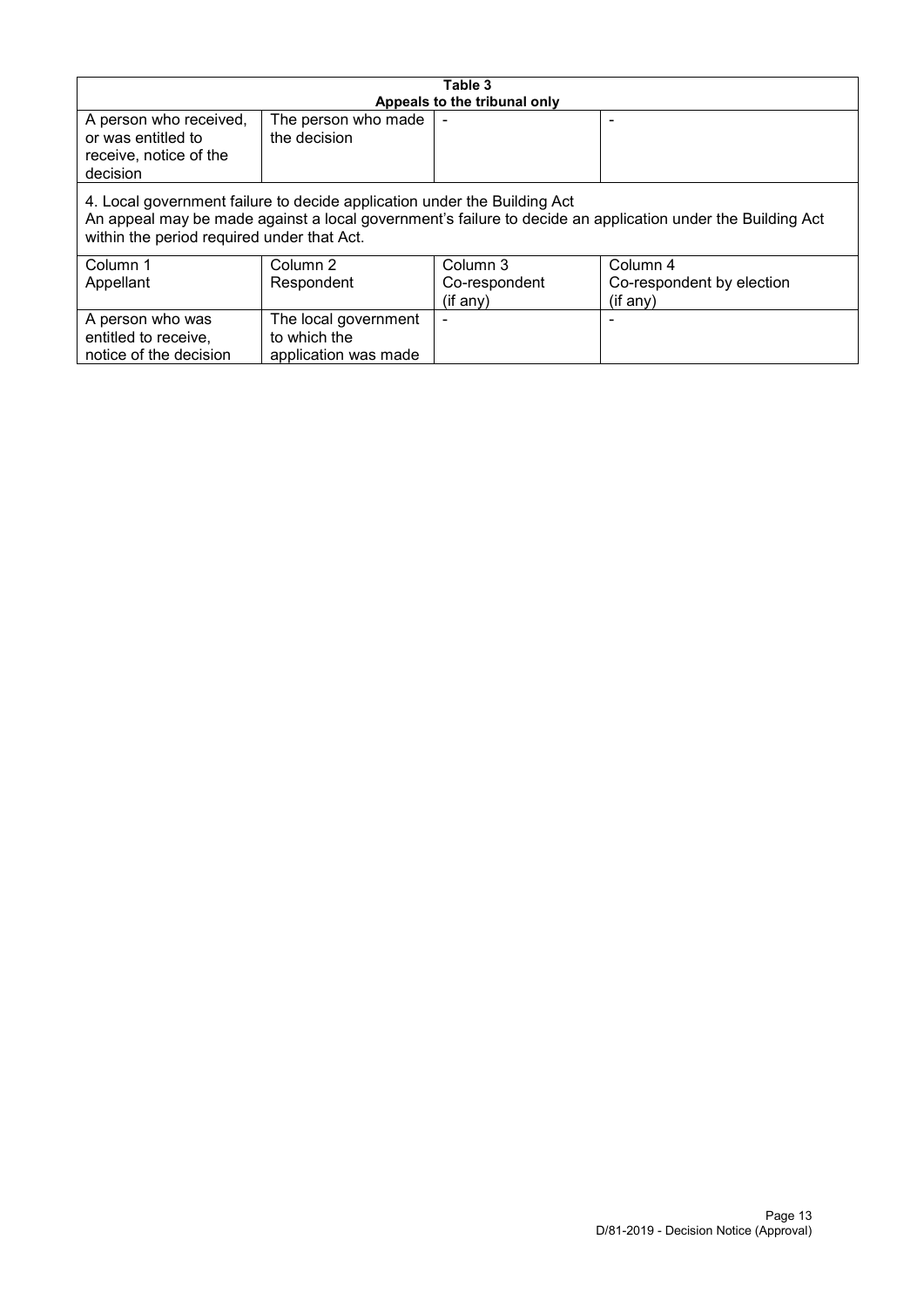**Table 3**
**Appeals to the tribunal only**

| | | | |
|---|---|---|---|
| A person who received, or was entitled to receive, notice of the decision | The person who made the decision | - | - |

4. Local government failure to decide application under the Building Act
An appeal may be made against a local government's failure to decide an application under the Building Act within the period required under that Act.

| Column 1<br>Appellant | Column 2<br>Respondent | Column 3<br>Co-respondent<br>(if any) | Column 4<br>Co-respondent by election<br>(if any) |
|---|---|---|---|
| A person who was entitled to receive, notice of the decision | The local government to which the application was made | - | - |